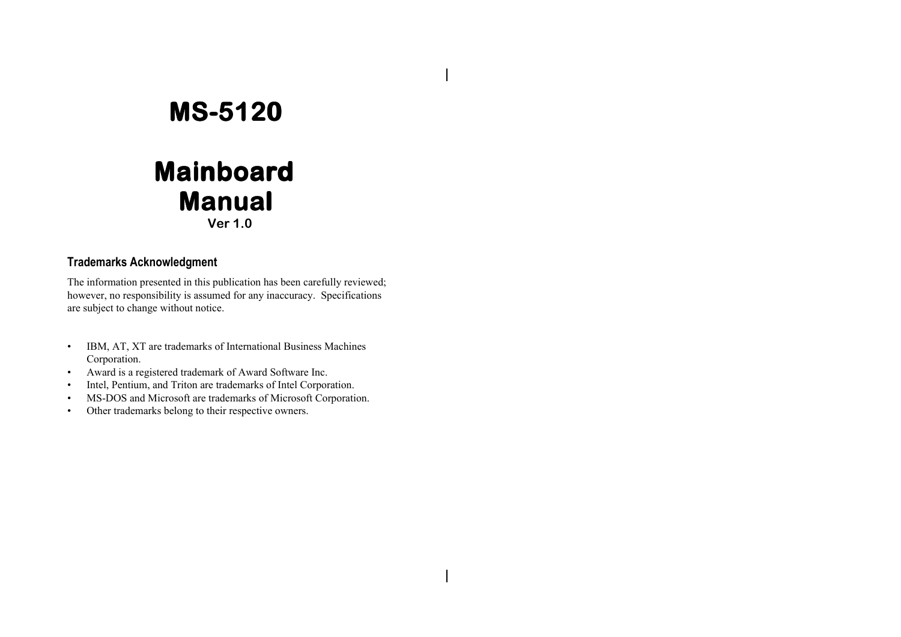# MS-5120

# Mainboard Manual

**Ver 1.0**

### Trademarks Acknowledgment

The information presented in this publication has been carefully reviewed; however, no responsibility is assumed for any inaccuracy. Specifications are subject to change without notice.

- IBM, AT, XT are trademarks of International Business Machines Corporation.
- Award is a registered trademark of Award Software Inc.
- Intel, Pentium, and Triton are trademarks of Intel Corporation.
- MS-DOS and Microsoft are trademarks of Microsoft Corporation.
- Other trademarks belong to their respective owners.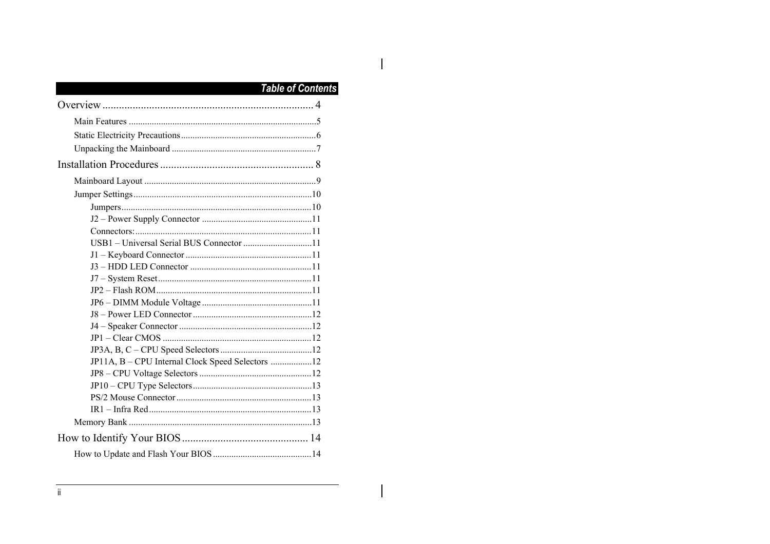## Table of Contents

Overview ............................................................................ 4

- Main Features ............................................................................5
- Static Electricity Precautions..........................................................6
- Unpacking the Mainboard ..............................................................7

Installation Procedures ......................................................... 8

- Mainboard Layout ..........................................................................9
- Jumper Settings.............................................................................10
  - Jumpers..................................................................................10
  - J2 – Power Supply Connector ................................................11
  - Connectors:............................................................................11
  - USB1 – Universal Serial BUS Connector ..............................11
  - J1 – Keyboard Connector ......................................................11
  - J3 – HDD LED Connector .....................................................11
  - J7 – System Reset..................................................................11
  - JP2 – Flash ROM...................................................................11
  - JP6 – DIMM Module Voltage ................................................11
  - J8 – Power LED Connector ....................................................12
  - J4 – Speaker Connector ..........................................................12
  - JP1 – Clear CMOS .................................................................12
  - JP3A, B, C – CPU Speed Selectors ........................................12
  - JP11A, B – CPU Internal Clock Speed Selectors ..................12
  - JP8 – CPU Voltage Selectors .................................................12
  - JP10 – CPU Type Selectors....................................................13
  - PS/2 Mouse Connector ...........................................................13
  - IR1 – Infra Red......................................................................13
- Memory Bank ...............................................................................13

How to Identify Your BIOS .............................................. 14

- How to Update and Flash Your BIOS ...........................................14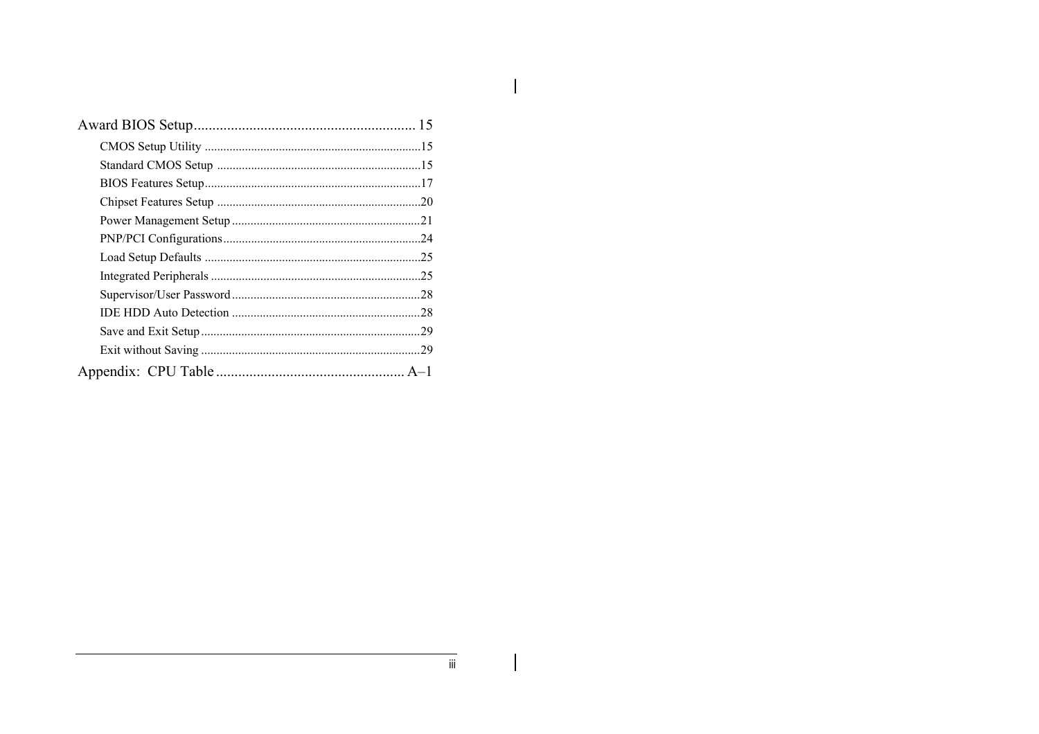Award BIOS Setup............................................................ 15

- CMOS Setup Utility .....................................................................15
- Standard CMOS Setup .................................................................15
- BIOS Features Setup.....................................................................17
- Chipset Features Setup .................................................................20
- Power Management Setup ............................................................21
- PNP/PCI Configurations...............................................................24
- Load Setup Defaults .....................................................................25
- Integrated Peripherals ...................................................................25
- Supervisor/User Password............................................................28
- IDE HDD Auto Detection ............................................................28
- Save and Exit Setup......................................................................29
- Exit without Saving ......................................................................29

Appendix: CPU Table ................................................... A–1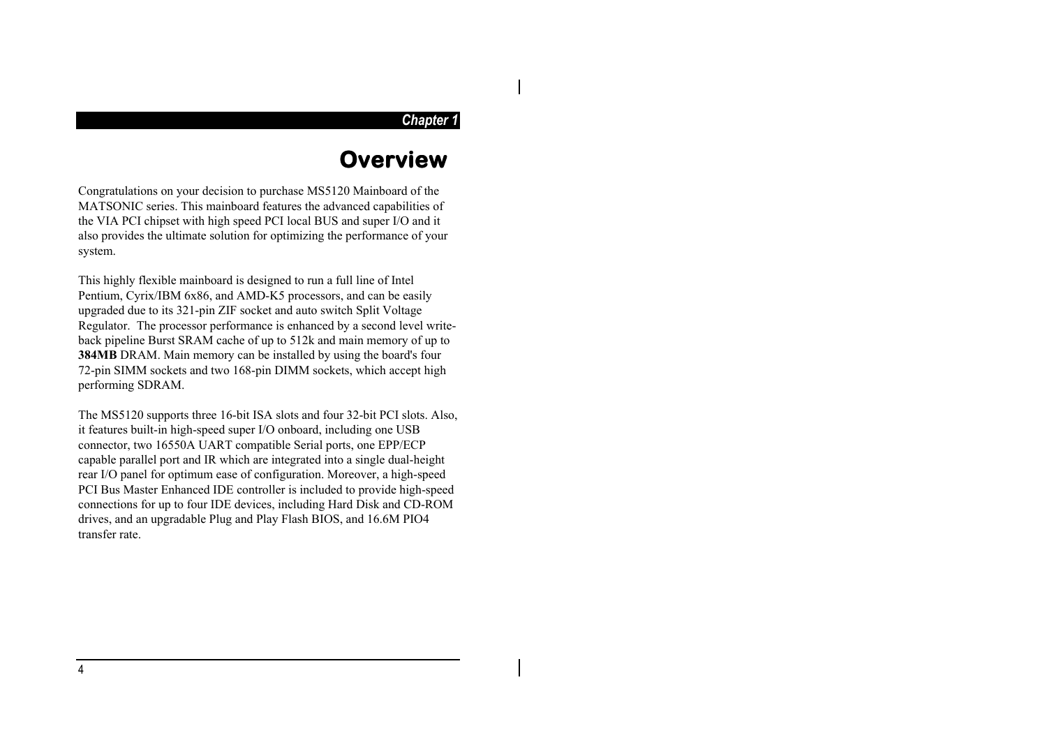*Chapter 1*

# Overview

Congratulations on your decision to purchase MS5120 Mainboard of the MATSONIC series. This mainboard features the advanced capabilities of the VIA PCI chipset with high speed PCI local BUS and super I/O and it also provides the ultimate solution for optimizing the performance of your system.

This highly flexible mainboard is designed to run a full line of Intel Pentium, Cyrix/IBM 6x86, and AMD-K5 processors, and can be easily upgraded due to its 321-pin ZIF socket and auto switch Split Voltage Regulator. The processor performance is enhanced by a second level write-back pipeline Burst SRAM cache of up to 512k and main memory of up to **384MB** DRAM. Main memory can be installed by using the board's four 72-pin SIMM sockets and two 168-pin DIMM sockets, which accept high performing SDRAM.

The MS5120 supports three 16-bit ISA slots and four 32-bit PCI slots. Also, it features built-in high-speed super I/O onboard, including one USB connector, two 16550A UART compatible Serial ports, one EPP/ECP capable parallel port and IR which are integrated into a single dual-height rear I/O panel for optimum ease of configuration. Moreover, a high-speed PCI Bus Master Enhanced IDE controller is included to provide high-speed connections for up to four IDE devices, including Hard Disk and CD-ROM drives, and an upgradable Plug and Play Flash BIOS, and 16.6M PIO4 transfer rate.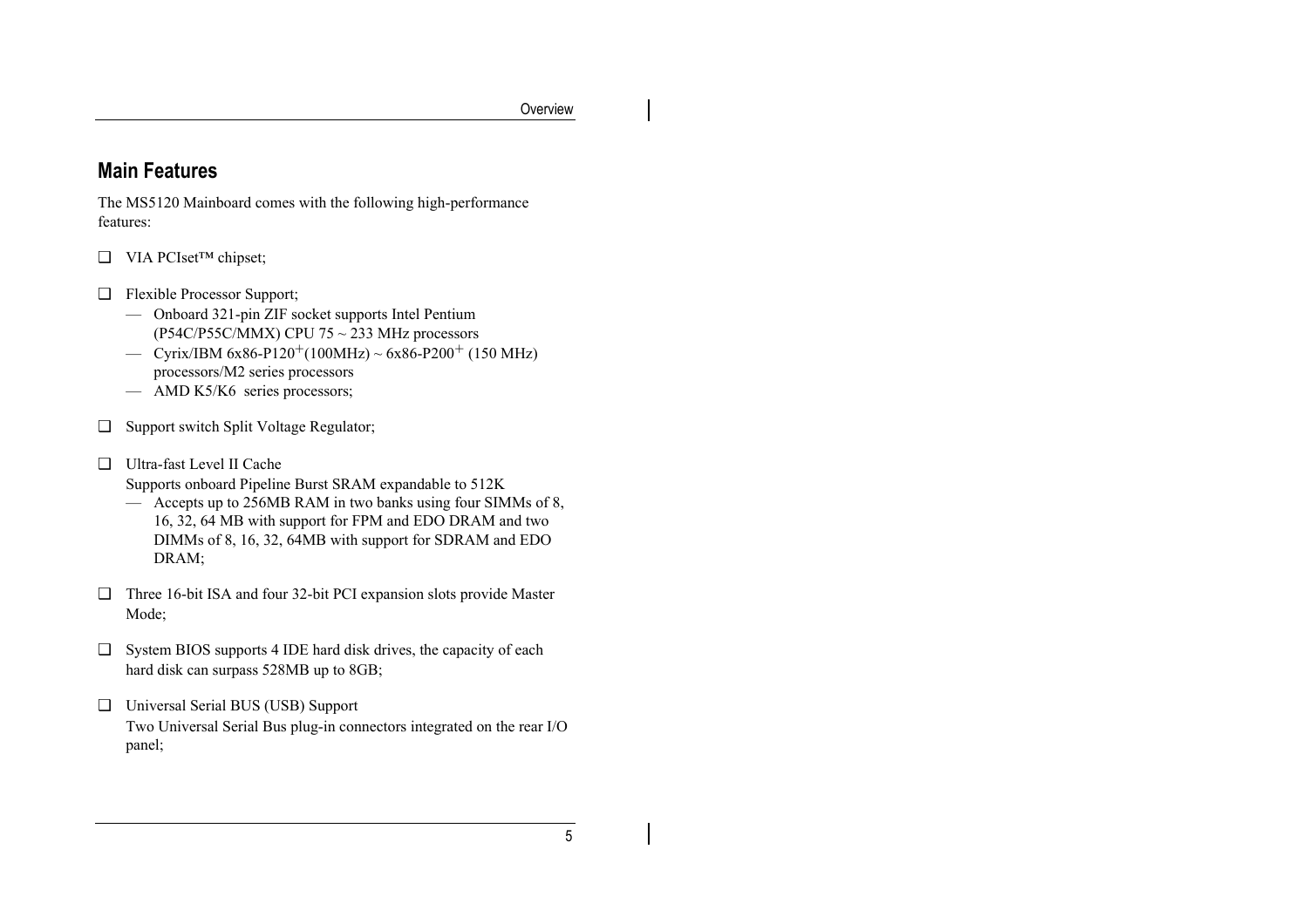## Main Features

The MS5120 Mainboard comes with the following high-performance features:

- ❑ VIA PCIset™ chipset;

- ❑ Flexible Processor Support;
  - Onboard 321-pin ZIF socket supports Intel Pentium (P54C/P55C/MMX) CPU 75 ~ 233 MHz processors
  - Cyrix/IBM 6x86-P120$^{+}$(100MHz) ~ 6x86-P200$^{+}$ (150 MHz) processors/M2 series processors
  - AMD K5/K6 series processors;

- ❑ Support switch Split Voltage Regulator;

- ❑ Ultra-fast Level II Cache
  Supports onboard Pipeline Burst SRAM expandable to 512K
  - Accepts up to 256MB RAM in two banks using four SIMMs of 8, 16, 32, 64 MB with support for FPM and EDO DRAM and two DIMMs of 8, 16, 32, 64MB with support for SDRAM and EDO DRAM;

- ❑ Three 16-bit ISA and four 32-bit PCI expansion slots provide Master Mode;

- ❑ System BIOS supports 4 IDE hard disk drives, the capacity of each hard disk can surpass 528MB up to 8GB;

- ❑ Universal Serial BUS (USB) Support
  Two Universal Serial Bus plug-in connectors integrated on the rear I/O panel;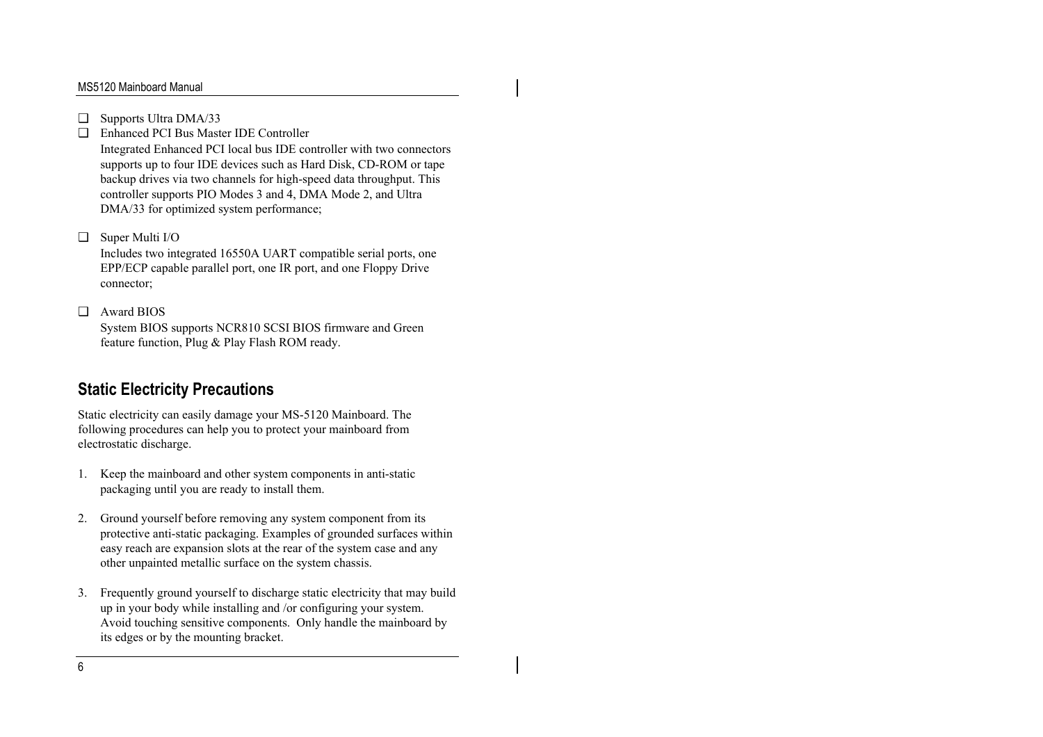- ❑ Supports Ultra DMA/33
- ❑ Enhanced PCI Bus Master IDE Controller

  Integrated Enhanced PCI local bus IDE controller with two connectors supports up to four IDE devices such as Hard Disk, CD-ROM or tape backup drives via two channels for high-speed data throughput. This controller supports PIO Modes 3 and 4, DMA Mode 2, and Ultra DMA/33 for optimized system performance;

- ❑ Super Multi I/O

  Includes two integrated 16550A UART compatible serial ports, one EPP/ECP capable parallel port, one IR port, and one Floppy Drive connector;

- ❑ Award BIOS

  System BIOS supports NCR810 SCSI BIOS firmware and Green feature function, Plug & Play Flash ROM ready.

## Static Electricity Precautions

Static electricity can easily damage your MS-5120 Mainboard. The following procedures can help you to protect your mainboard from electrostatic discharge.

1. Keep the mainboard and other system components in anti-static packaging until you are ready to install them.

2. Ground yourself before removing any system component from its protective anti-static packaging. Examples of grounded surfaces within easy reach are expansion slots at the rear of the system case and any other unpainted metallic surface on the system chassis.

3. Frequently ground yourself to discharge static electricity that may build up in your body while installing and /or configuring your system. Avoid touching sensitive components. Only handle the mainboard by its edges or by the mounting bracket.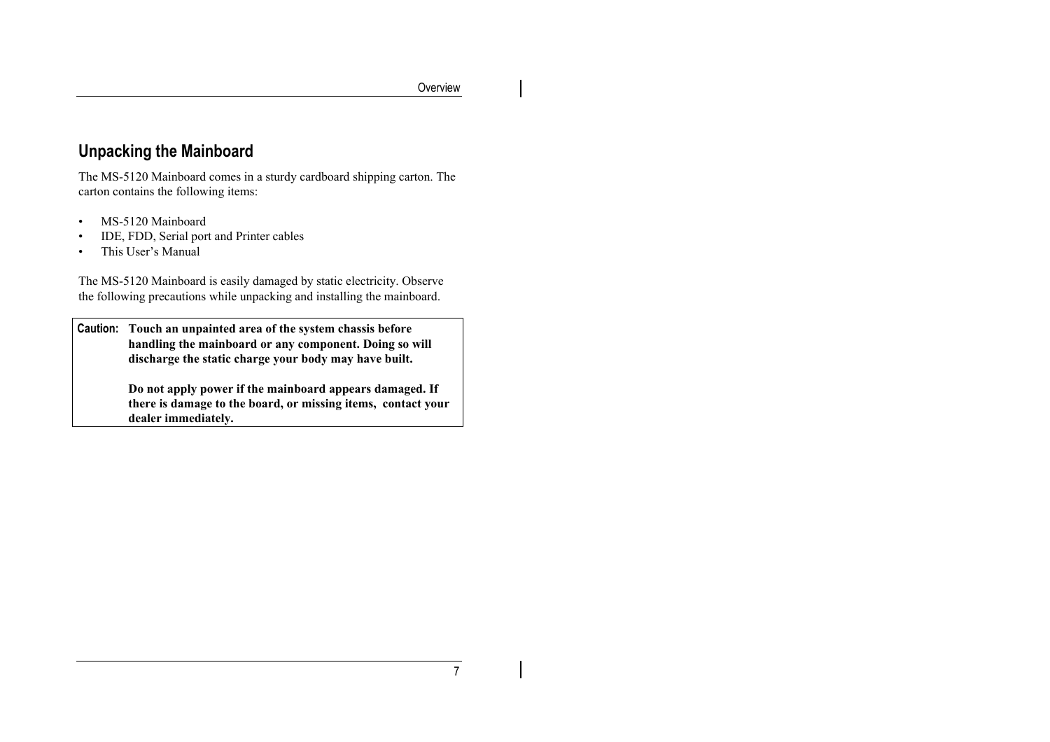## Unpacking the Mainboard

The MS-5120 Mainboard comes in a sturdy cardboard shipping carton. The carton contains the following items:

- MS-5120 Mainboard
- IDE, FDD, Serial port and Printer cables
- This User's Manual

The MS-5120 Mainboard is easily damaged by static electricity. Observe the following precautions while unpacking and installing the mainboard.

> **Caution:** **Touch an unpainted area of the system chassis before handling the mainboard or any component. Doing so will discharge the static charge your body may have built.**
>
> **Do not apply power if the mainboard appears damaged. If there is damage to the board, or missing items, contact your dealer immediately.**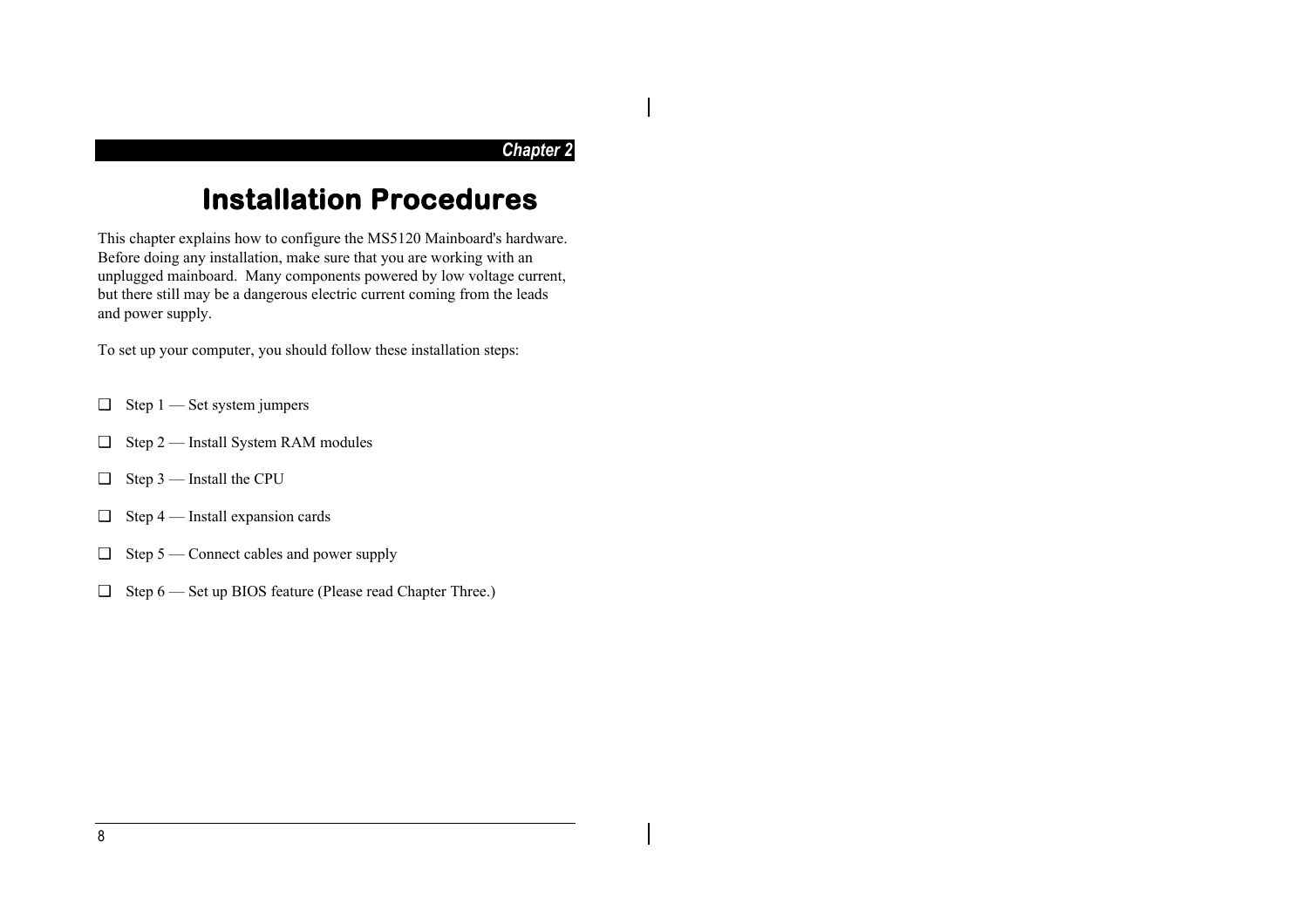*Chapter 2*

# Installation Procedures

This chapter explains how to configure the MS5120 Mainboard's hardware. Before doing any installation, make sure that you are working with an unplugged mainboard.  Many components powered by low voltage current, but there still may be a dangerous electric current coming from the leads and power supply.

To set up your computer, you should follow these installation steps:

- ❑ Step 1 — Set system jumpers
- ❑ Step 2 — Install System RAM modules
- ❑ Step 3 — Install the CPU
- ❑ Step 4 — Install expansion cards
- ❑ Step 5 — Connect cables and power supply
- ❑ Step 6 — Set up BIOS feature (Please read Chapter Three.)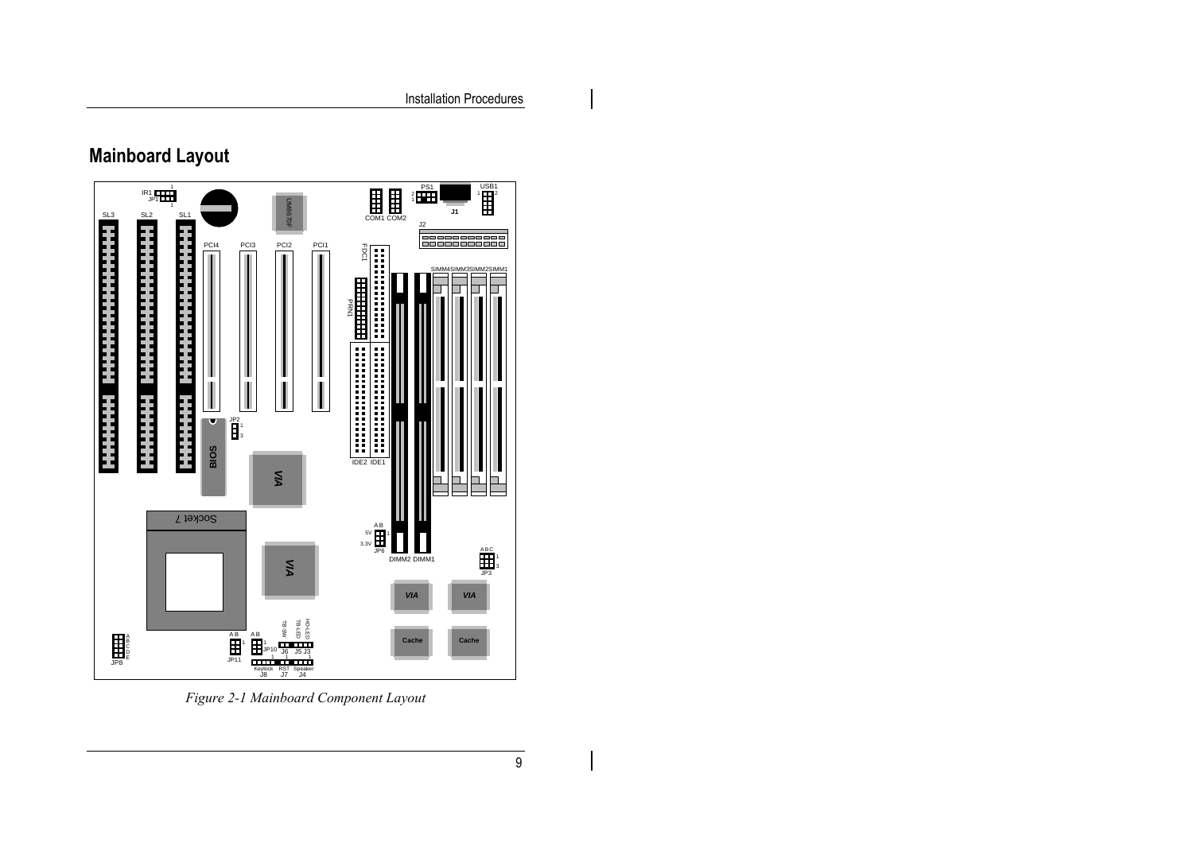## Mainboard Layout

*Figure 2-1 Mainboard Component Layout*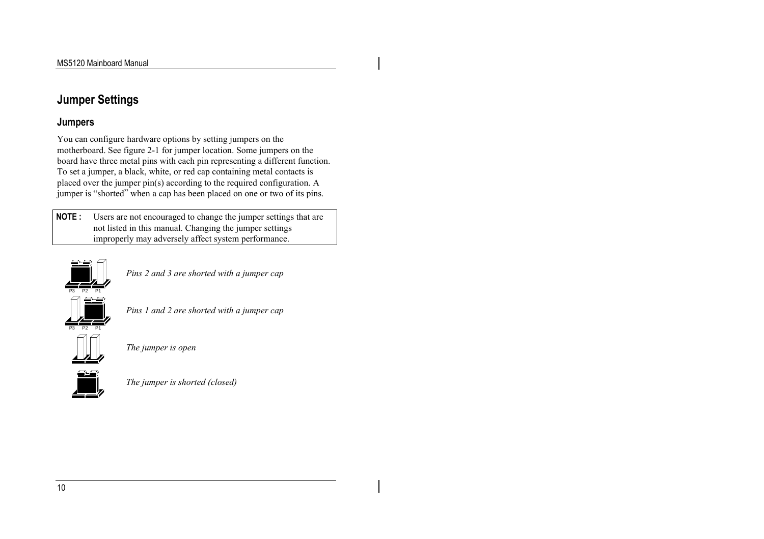# Jumper Settings

## Jumpers

You can configure hardware options by setting jumpers on the motherboard. See figure 2-1 for jumper location. Some jumpers on the board have three metal pins with each pin representing a different function. To set a jumper, a black, white, or red cap containing metal contacts is placed over the jumper pin(s) according to the required configuration. A jumper is "shorted" when a cap has been placed on one or two of its pins.

| **NOTE :** | Users are not encouraged to change the jumper settings that are not listed in this manual. Changing the jumper settings improperly may adversely affect system performance. |
|---|---|

P3 P2 P1

*Pins 2 and 3 are shorted with a jumper cap*

P3 P2 P1

*Pins 1 and 2 are shorted with a jumper cap*

*The jumper is open*

*The jumper is shorted (closed)*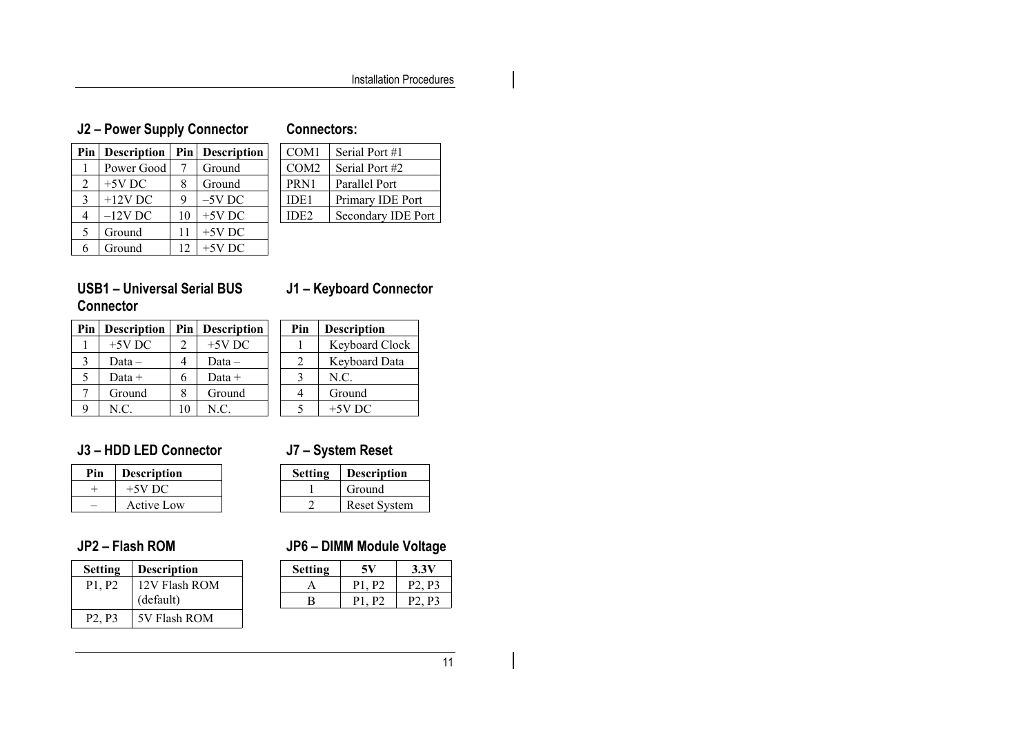### J2 – Power Supply Connector

| Pin | Description | Pin | Description |
| --- | --- | --- | --- |
| 1 | Power Good | 7 | Ground |
| 2 | +5V DC | 8 | Ground |
| 3 | +12V DC | 9 | –5V DC |
| 4 | –12V DC | 10 | +5V DC |
| 5 | Ground | 11 | +5V DC |
| 6 | Ground | 12 | +5V DC |

### Connectors:

| | |
| --- | --- |
| COM1 | Serial Port #1 |
| COM2 | Serial Port #2 |
| PRN1 | Parallel Port |
| IDE1 | Primary IDE Port |
| IDE2 | Secondary IDE Port |

### USB1 – Universal Serial BUS Connector

| Pin | Description | Pin | Description |
| --- | --- | --- | --- |
| 1 | +5V DC | 2 | +5V DC |
| 3 | Data – | 4 | Data – |
| 5 | Data + | 6 | Data + |
| 7 | Ground | 8 | Ground |
| 9 | N.C. | 10 | N.C. |

### J1 – Keyboard Connector

| Pin | Description |
| --- | --- |
| 1 | Keyboard Clock |
| 2 | Keyboard Data |
| 3 | N.C. |
| 4 | Ground |
| 5 | +5V DC |

### J3 – HDD LED Connector

| Pin | Description |
| --- | --- |
| + | +5V DC |
| – | Active Low |

### J7 – System Reset

| Setting | Description |
| --- | --- |
| 1 | Ground |
| 2 | Reset System |

### JP2 – Flash ROM

| Setting | Description |
| --- | --- |
| P1, P2 | 12V Flash ROM (default) |
| P2, P3 | 5V Flash ROM |

### JP6 – DIMM Module Voltage

| Setting | 5V | 3.3V |
| --- | --- | --- |
| A | P1, P2 | P2, P3 |
| B | P1, P2 | P2, P3 |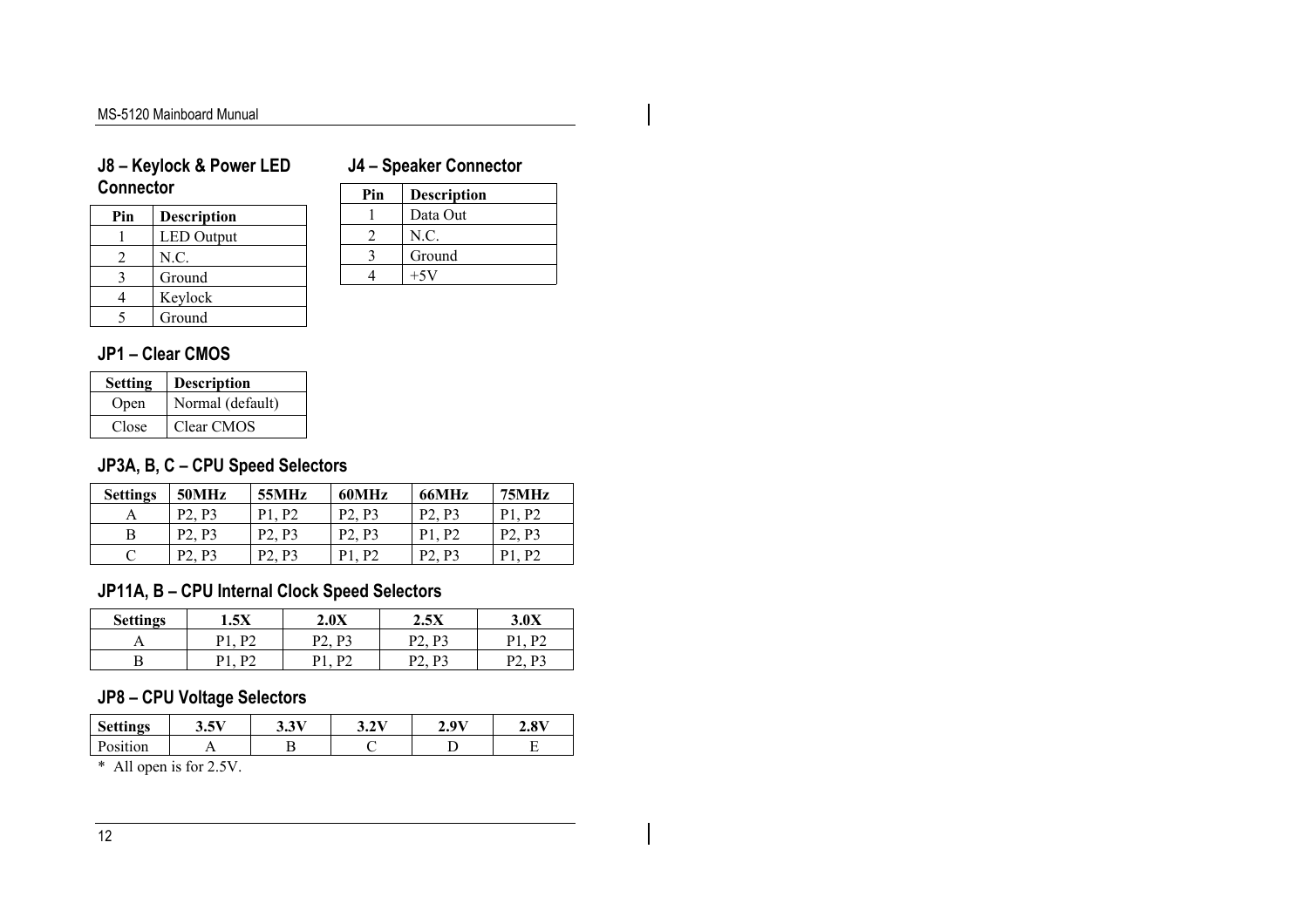## J8 – Keylock & Power LED Connector

| Pin | Description |
|---|---|
| 1 | LED Output |
| 2 | N.C. |
| 3 | Ground |
| 4 | Keylock |
| 5 | Ground |

## J4 – Speaker Connector

| Pin | Description |
|---|---|
| 1 | Data Out |
| 2 | N.C. |
| 3 | Ground |
| 4 | +5V |

## JP1 – Clear CMOS

| Setting | Description |
|---|---|
| Open | Normal (default) |
| Close | Clear CMOS |

## JP3A, B, C – CPU Speed Selectors

| Settings | 50MHz | 55MHz | 60MHz | 66MHz | 75MHz |
|---|---|---|---|---|---|
| A | P2, P3 | P1, P2 | P2, P3 | P2, P3 | P1, P2 |
| B | P2, P3 | P2, P3 | P2, P3 | P1, P2 | P2, P3 |
| C | P2, P3 | P2, P3 | P1, P2 | P2, P3 | P1, P2 |

## JP11A, B – CPU Internal Clock Speed Selectors

| Settings | 1.5X | 2.0X | 2.5X | 3.0X |
|---|---|---|---|---|
| A | P1, P2 | P2, P3 | P2, P3 | P1, P2 |
| B | P1, P2 | P1, P2 | P2, P3 | P2, P3 |

## JP8 – CPU Voltage Selectors

| Settings | 3.5V | 3.3V | 3.2V | 2.9V | 2.8V |
|---|---|---|---|---|---|
| Position | A | B | C | D | E |

* All open is for 2.5V.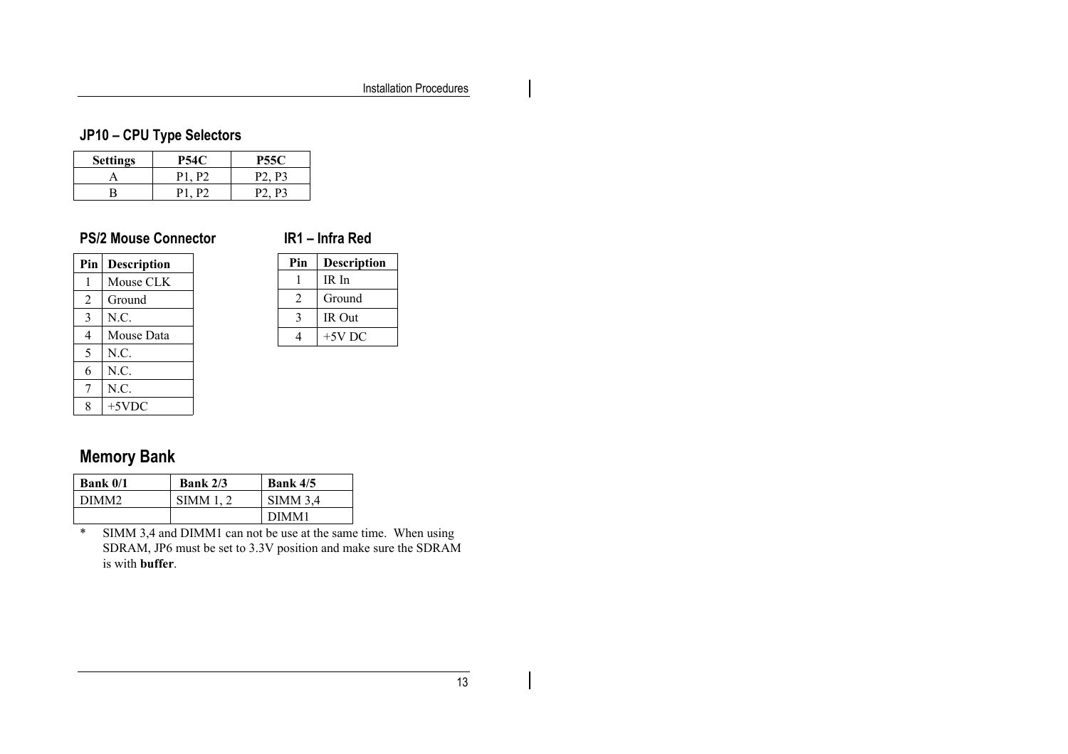### JP10 – CPU Type Selectors

| Settings | P54C | P55C |
|---|---|---|
| A | P1, P2 | P2, P3 |
| B | P1, P2 | P2, P3 |

### PS/2 Mouse Connector

| Pin | Description |
|---|---|
| 1 | Mouse CLK |
| 2 | Ground |
| 3 | N.C. |
| 4 | Mouse Data |
| 5 | N.C. |
| 6 | N.C. |
| 7 | N.C. |
| 8 | +5VDC |

### IR1 – Infra Red

| Pin | Description |
|---|---|
| 1 | IR In |
| 2 | Ground |
| 3 | IR Out |
| 4 | +5V DC |

## Memory Bank

| Bank 0/1 | Bank 2/3 | Bank 4/5 |
|---|---|---|
| DIMM2 | SIMM 1, 2 | SIMM 3,4 |
| | | DIMM1 |

\* SIMM 3,4 and DIMM1 can not be use at the same time. When using SDRAM, JP6 must be set to 3.3V position and make sure the SDRAM is with **buffer**.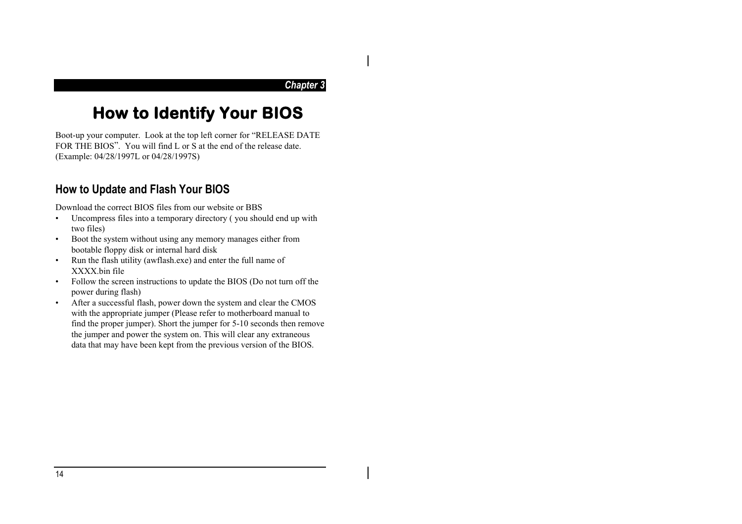# How to Identify Your BIOS

Boot-up your computer. Look at the top left corner for “RELEASE DATE FOR THE BIOS”. You will find L or S at the end of the release date. (Example: 04/28/1997L or 04/28/1997S)

## How to Update and Flash Your BIOS

Download the correct BIOS files from our website or BBS

- Uncompress files into a temporary directory ( you should end up with two files)
- Boot the system without using any memory manages either from bootable floppy disk or internal hard disk
- Run the flash utility (awflash.exe) and enter the full name of XXXX.bin file
- Follow the screen instructions to update the BIOS (Do not turn off the power during flash)
- After a successful flash, power down the system and clear the CMOS with the appropriate jumper (Please refer to motherboard manual to find the proper jumper). Short the jumper for 5-10 seconds then remove the jumper and power the system on. This will clear any extraneous data that may have been kept from the previous version of the BIOS.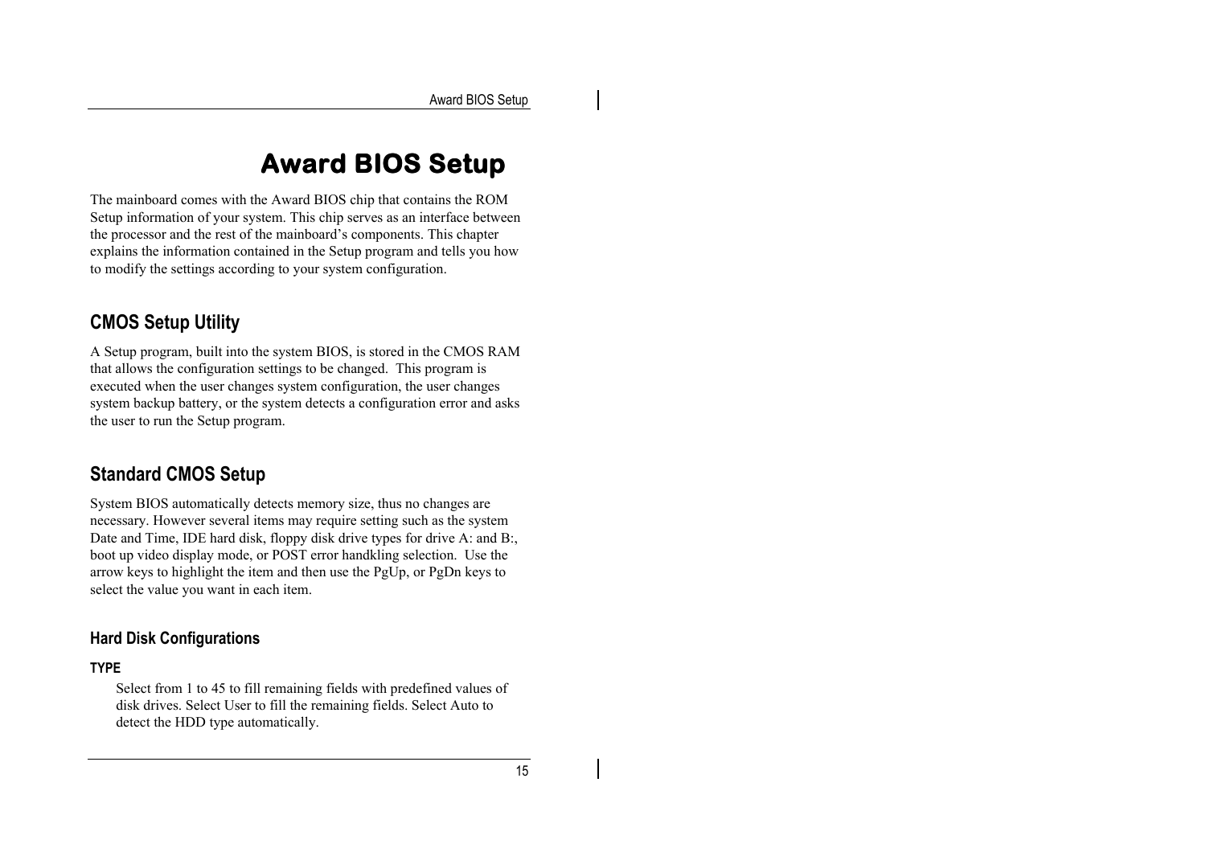# Award BIOS Setup

The mainboard comes with the Award BIOS chip that contains the ROM Setup information of your system. This chip serves as an interface between the processor and the rest of the mainboard's components. This chapter explains the information contained in the Setup program and tells you how to modify the settings according to your system configuration.

## CMOS Setup Utility

A Setup program, built into the system BIOS, is stored in the CMOS RAM that allows the configuration settings to be changed. This program is executed when the user changes system configuration, the user changes system backup battery, or the system detects a configuration error and asks the user to run the Setup program.

## Standard CMOS Setup

System BIOS automatically detects memory size, thus no changes are necessary. However several items may require setting such as the system Date and Time, IDE hard disk, floppy disk drive types for drive A: and B:, boot up video display mode, or POST error handkling selection. Use the arrow keys to highlight the item and then use the PgUp, or PgDn keys to select the value you want in each item.

### Hard Disk Configurations

#### TYPE

Select from 1 to 45 to fill remaining fields with predefined values of disk drives. Select User to fill the remaining fields. Select Auto to detect the HDD type automatically.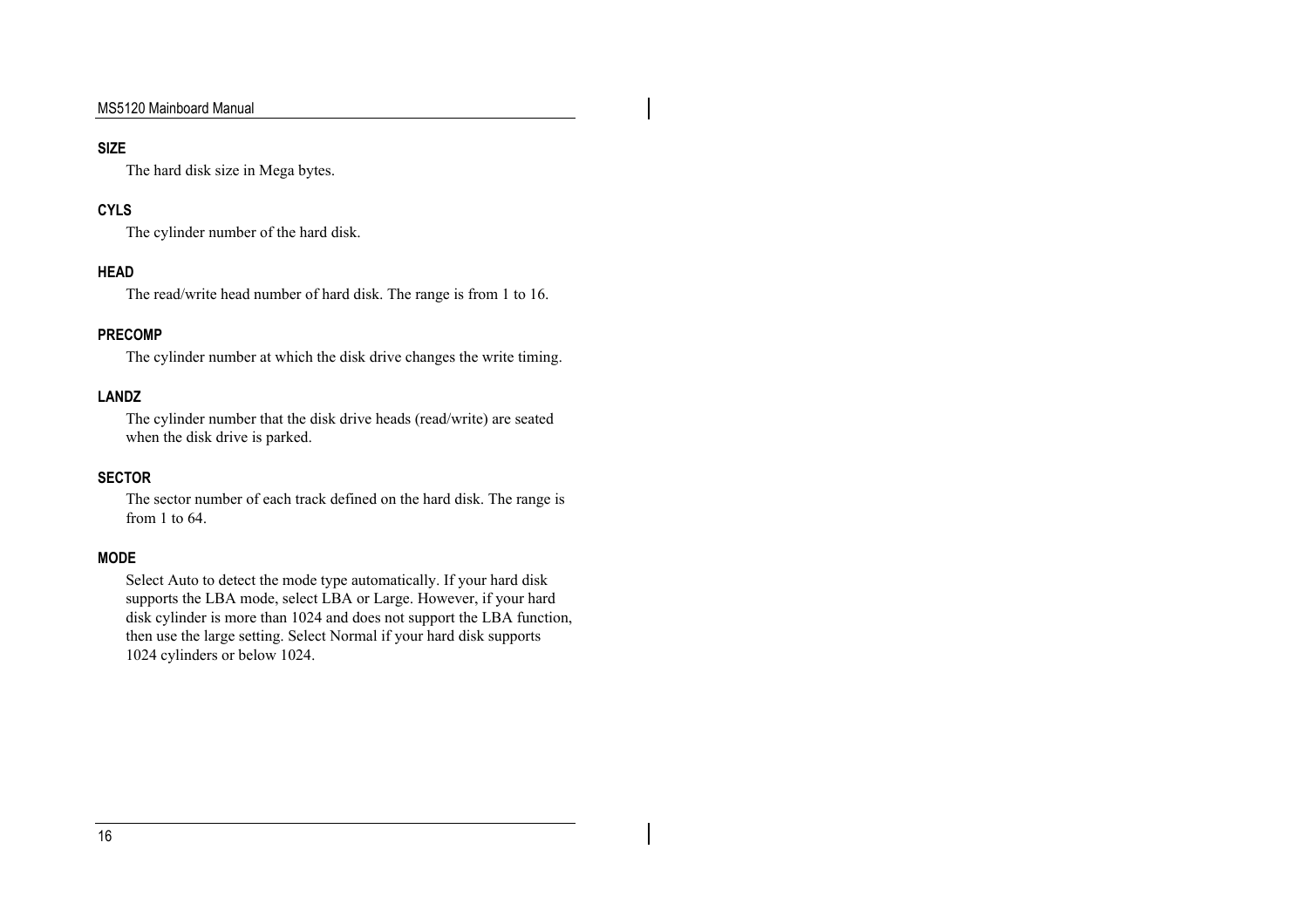### SIZE

The hard disk size in Mega bytes.

### CYLS

The cylinder number of the hard disk.

### HEAD

The read/write head number of hard disk. The range is from 1 to 16.

### PRECOMP

The cylinder number at which the disk drive changes the write timing.

### LANDZ

The cylinder number that the disk drive heads (read/write) are seated when the disk drive is parked.

### SECTOR

The sector number of each track defined on the hard disk. The range is from 1 to 64.

### MODE

Select Auto to detect the mode type automatically. If your hard disk supports the LBA mode, select LBA or Large. However, if your hard disk cylinder is more than 1024 and does not support the LBA function, then use the large setting. Select Normal if your hard disk supports 1024 cylinders or below 1024.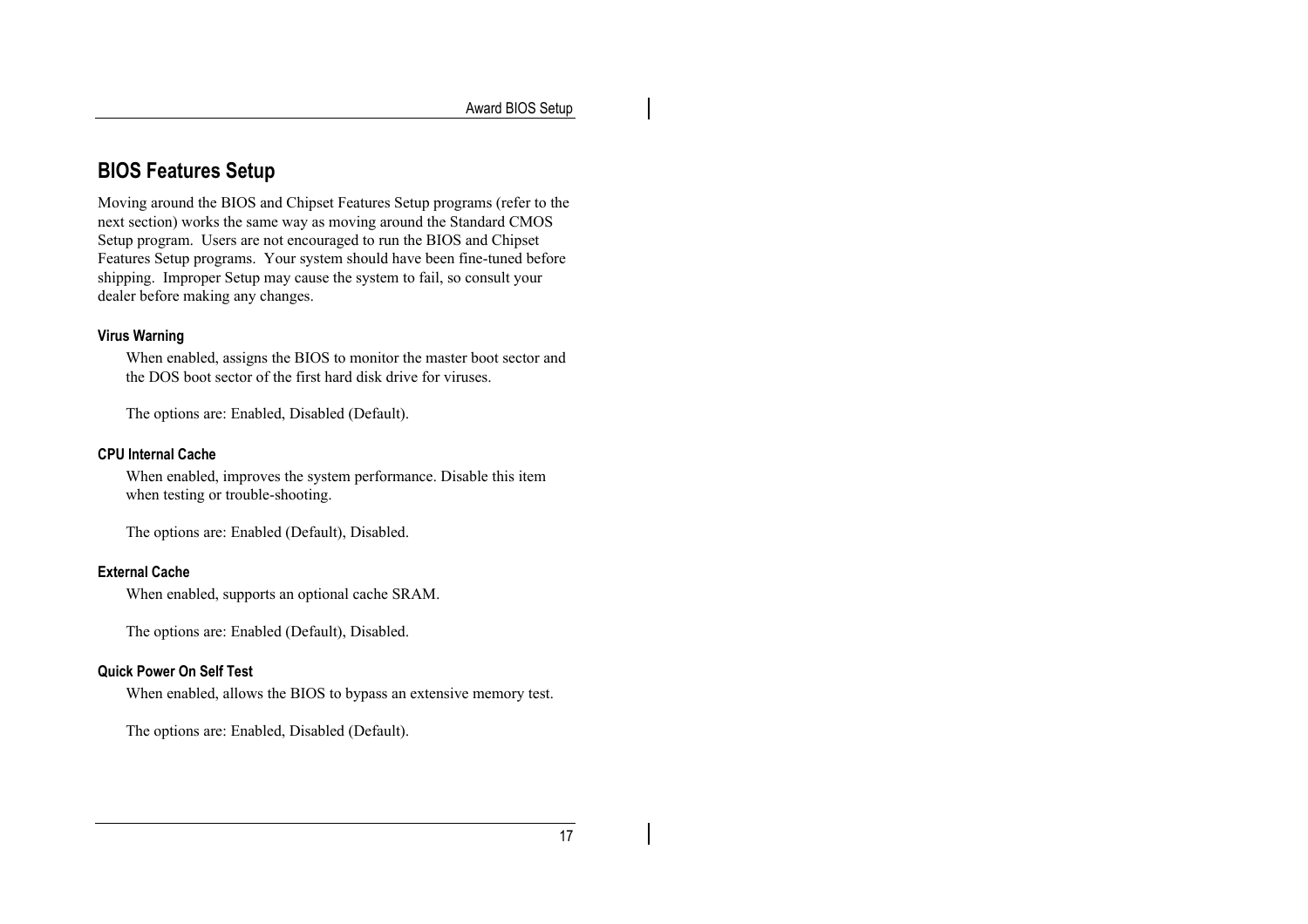## BIOS Features Setup

Moving around the BIOS and Chipset Features Setup programs (refer to the next section) works the same way as moving around the Standard CMOS Setup program. Users are not encouraged to run the BIOS and Chipset Features Setup programs. Your system should have been fine-tuned before shipping. Improper Setup may cause the system to fail, so consult your dealer before making any changes.

### Virus Warning

When enabled, assigns the BIOS to monitor the master boot sector and the DOS boot sector of the first hard disk drive for viruses.

The options are: Enabled, Disabled (Default).

### CPU Internal Cache

When enabled, improves the system performance. Disable this item when testing or trouble-shooting.

The options are: Enabled (Default), Disabled.

### External Cache

When enabled, supports an optional cache SRAM.

The options are: Enabled (Default), Disabled.

### Quick Power On Self Test

When enabled, allows the BIOS to bypass an extensive memory test.

The options are: Enabled, Disabled (Default).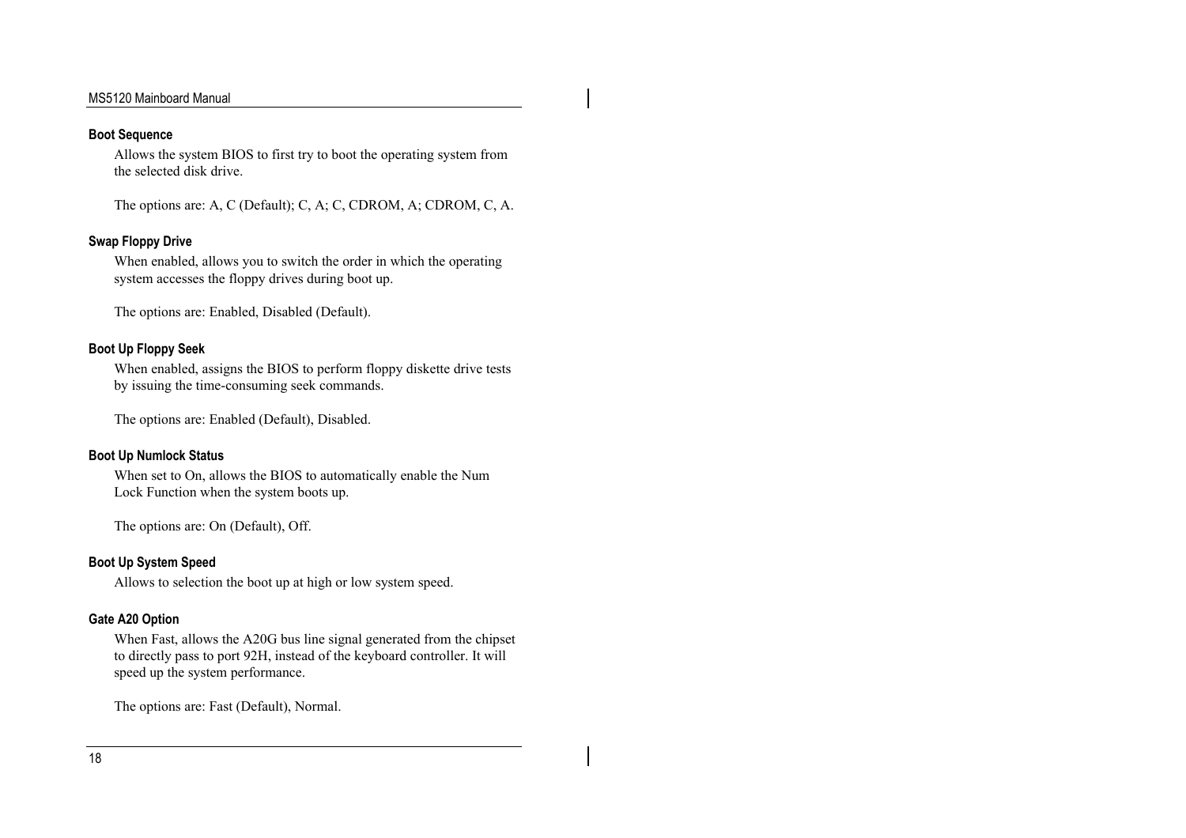#### Boot Sequence

Allows the system BIOS to first try to boot the operating system from the selected disk drive.

The options are: A, C (Default); C, A; C, CDROM, A; CDROM, C, A.

#### Swap Floppy Drive

When enabled, allows you to switch the order in which the operating system accesses the floppy drives during boot up.

The options are: Enabled, Disabled (Default).

#### Boot Up Floppy Seek

When enabled, assigns the BIOS to perform floppy diskette drive tests by issuing the time-consuming seek commands.

The options are: Enabled (Default), Disabled.

#### Boot Up Numlock Status

When set to On, allows the BIOS to automatically enable the Num Lock Function when the system boots up.

The options are: On (Default), Off.

#### Boot Up System Speed

Allows to selection the boot up at high or low system speed.

#### Gate A20 Option

When Fast, allows the A20G bus line signal generated from the chipset to directly pass to port 92H, instead of the keyboard controller. It will speed up the system performance.

The options are: Fast (Default), Normal.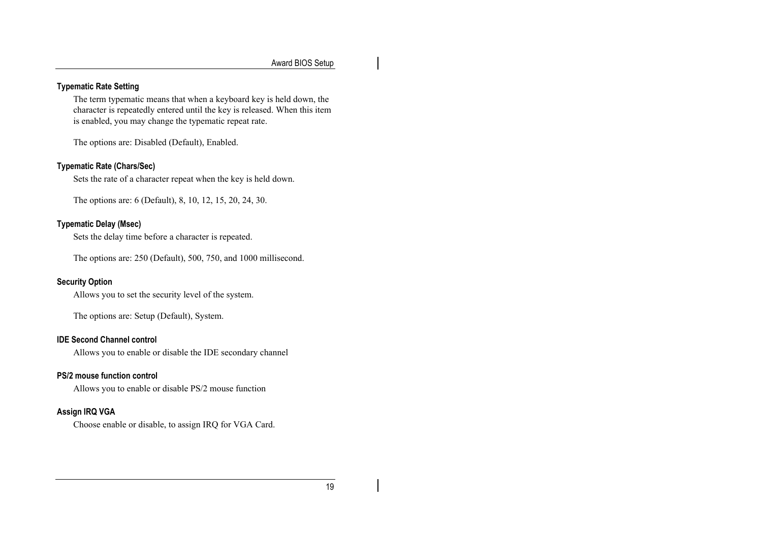### Typematic Rate Setting

The term typematic means that when a keyboard key is held down, the character is repeatedly entered until the key is released. When this item is enabled, you may change the typematic repeat rate.

The options are: Disabled (Default), Enabled.

### Typematic Rate (Chars/Sec)

Sets the rate of a character repeat when the key is held down.

The options are: 6 (Default), 8, 10, 12, 15, 20, 24, 30.

### Typematic Delay (Msec)

Sets the delay time before a character is repeated.

The options are: 250 (Default), 500, 750, and 1000 millisecond.

### Security Option

Allows you to set the security level of the system.

The options are: Setup (Default), System.

### IDE Second Channel control

Allows you to enable or disable the IDE secondary channel

### PS/2 mouse function control

Allows you to enable or disable PS/2 mouse function

### Assign IRQ VGA

Choose enable or disable, to assign IRQ for VGA Card.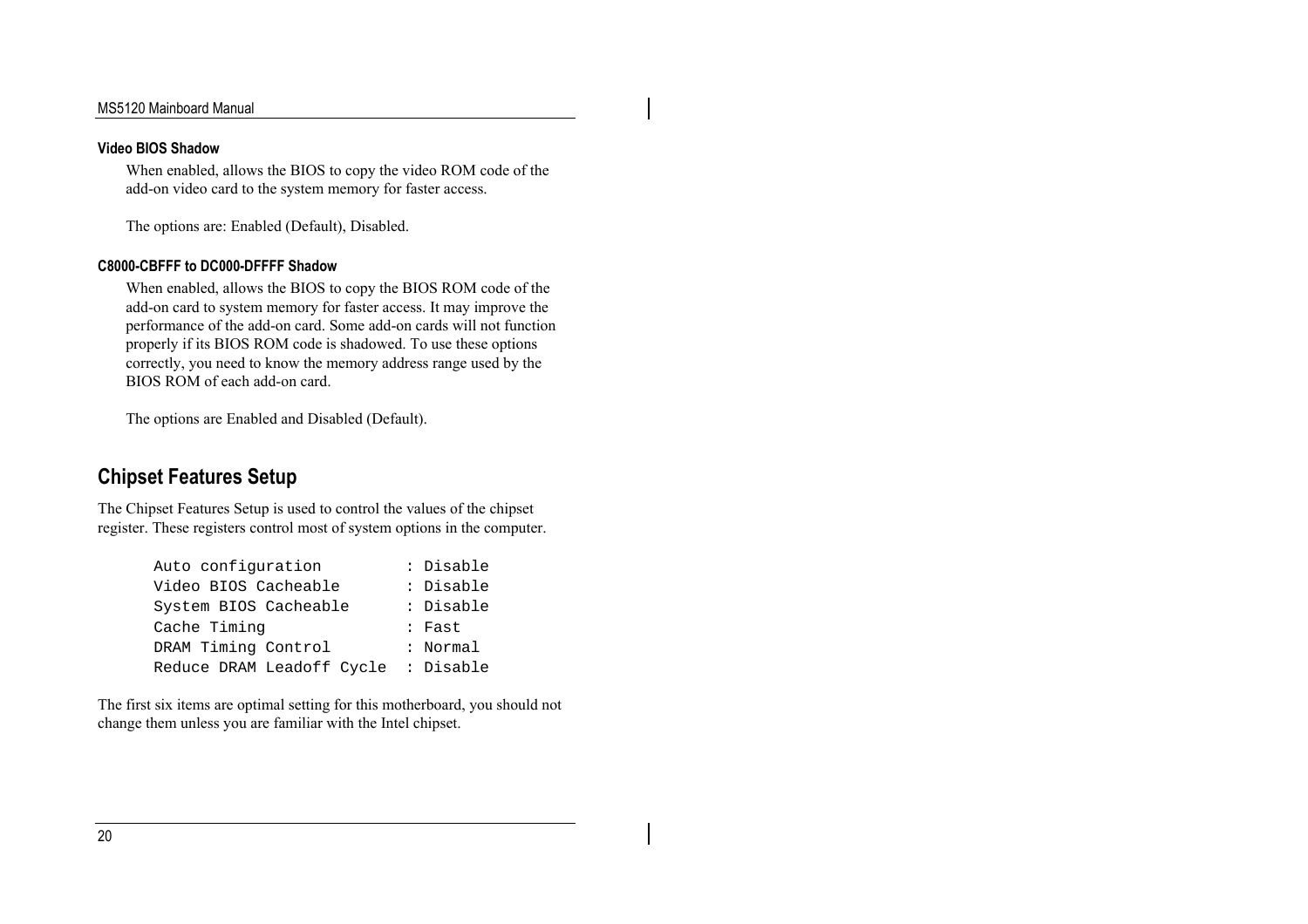### Video BIOS Shadow

When enabled, allows the BIOS to copy the video ROM code of the add-on video card to the system memory for faster access.

The options are: Enabled (Default), Disabled.

### C8000-CBFFF to DC000-DFFFF Shadow

When enabled, allows the BIOS to copy the BIOS ROM code of the add-on card to system memory for faster access. It may improve the performance of the add-on card. Some add-on cards will not function properly if its BIOS ROM code is shadowed. To use these options correctly, you need to know the memory address range used by the BIOS ROM of each add-on card.

The options are Enabled and Disabled (Default).

## Chipset Features Setup

The Chipset Features Setup is used to control the values of the chipset register. These registers control most of system options in the computer.

```
Auto configuration         : Disable
Video BIOS Cacheable       : Disable
System BIOS Cacheable      : Disable
Cache Timing               : Fast
DRAM Timing Control        : Normal
Reduce DRAM Leadoff Cycle  : Disable
```

The first six items are optimal setting for this motherboard, you should not change them unless you are familiar with the Intel chipset.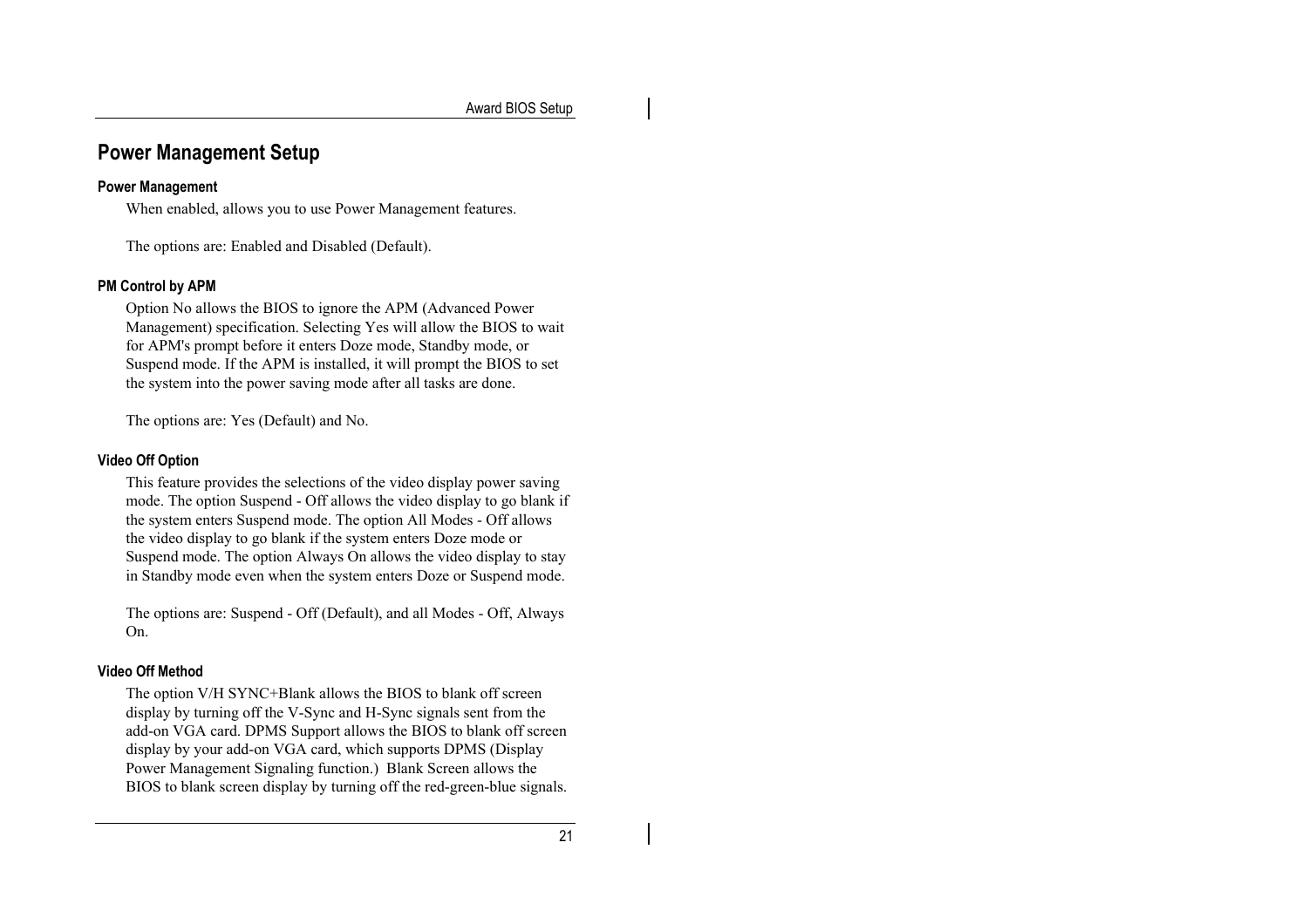## Power Management Setup

### Power Management

When enabled, allows you to use Power Management features.

The options are: Enabled and Disabled (Default).

### PM Control by APM

Option No allows the BIOS to ignore the APM (Advanced Power Management) specification. Selecting Yes will allow the BIOS to wait for APM's prompt before it enters Doze mode, Standby mode, or Suspend mode. If the APM is installed, it will prompt the BIOS to set the system into the power saving mode after all tasks are done.

The options are: Yes (Default) and No.

### Video Off Option

This feature provides the selections of the video display power saving mode. The option Suspend - Off allows the video display to go blank if the system enters Suspend mode. The option All Modes - Off allows the video display to go blank if the system enters Doze mode or Suspend mode. The option Always On allows the video display to stay in Standby mode even when the system enters Doze or Suspend mode.

The options are: Suspend - Off (Default), and all Modes - Off, Always On.

### Video Off Method

The option V/H SYNC+Blank allows the BIOS to blank off screen display by turning off the V-Sync and H-Sync signals sent from the add-on VGA card. DPMS Support allows the BIOS to blank off screen display by your add-on VGA card, which supports DPMS (Display Power Management Signaling function.) Blank Screen allows the BIOS to blank screen display by turning off the red-green-blue signals.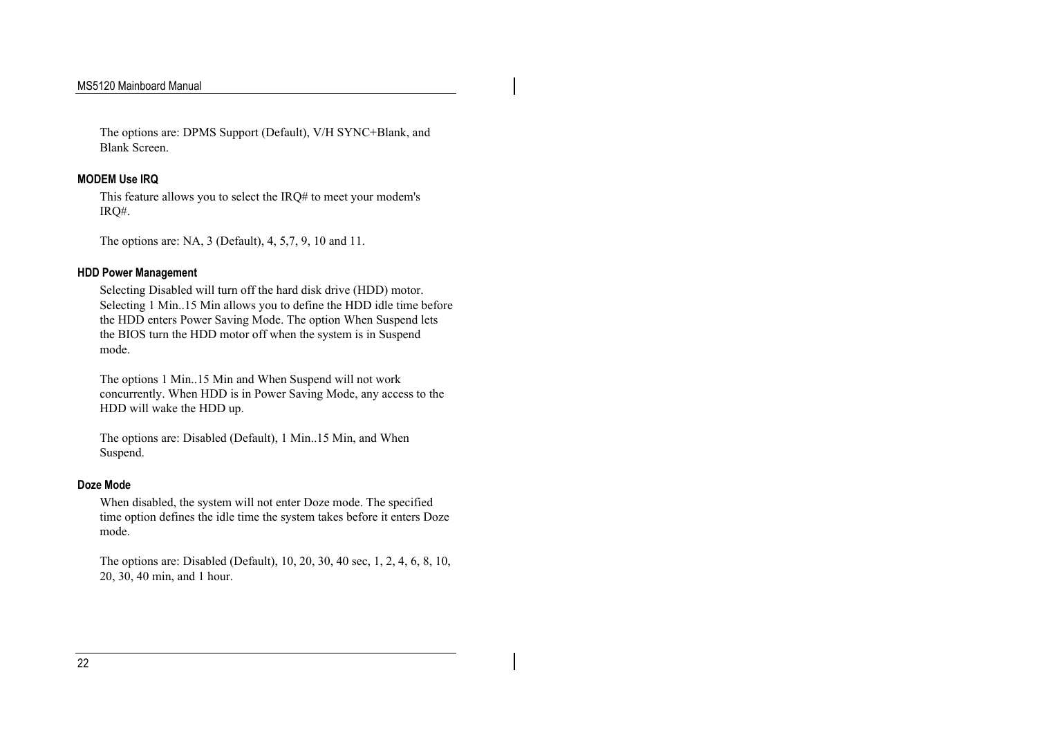The options are: DPMS Support (Default), V/H SYNC+Blank, and Blank Screen.

#### MODEM Use IRQ

This feature allows you to select the IRQ# to meet your modem's IRQ#.

The options are: NA, 3 (Default), 4, 5,7, 9, 10 and 11.

#### HDD Power Management

Selecting Disabled will turn off the hard disk drive (HDD) motor. Selecting 1 Min..15 Min allows you to define the HDD idle time before the HDD enters Power Saving Mode. The option When Suspend lets the BIOS turn the HDD motor off when the system is in Suspend mode.

The options 1 Min..15 Min and When Suspend will not work concurrently. When HDD is in Power Saving Mode, any access to the HDD will wake the HDD up.

The options are: Disabled (Default), 1 Min..15 Min, and When Suspend.

#### Doze Mode

When disabled, the system will not enter Doze mode. The specified time option defines the idle time the system takes before it enters Doze mode.

The options are: Disabled (Default), 10, 20, 30, 40 sec, 1, 2, 4, 6, 8, 10, 20, 30, 40 min, and 1 hour.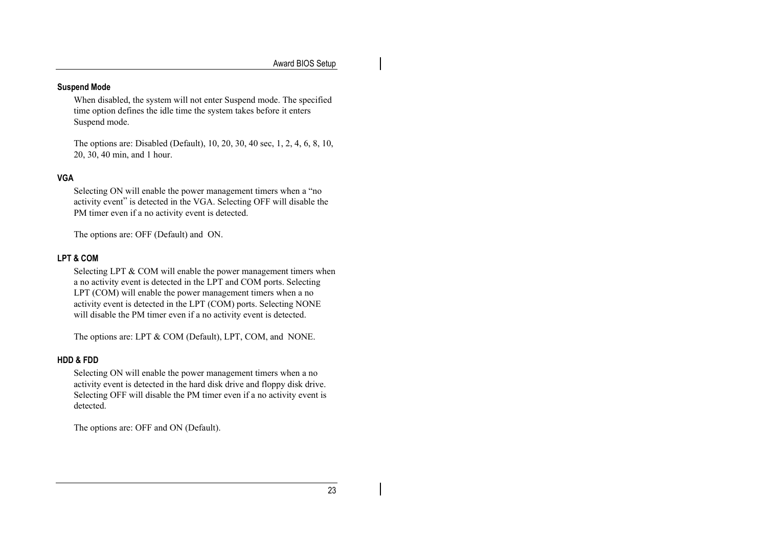#### Suspend Mode

When disabled, the system will not enter Suspend mode. The specified time option defines the idle time the system takes before it enters Suspend mode.

The options are: Disabled (Default), 10, 20, 30, 40 sec, 1, 2, 4, 6, 8, 10, 20, 30, 40 min, and 1 hour.

#### VGA

Selecting ON will enable the power management timers when a "no activity event" is detected in the VGA. Selecting OFF will disable the PM timer even if a no activity event is detected.

The options are: OFF (Default) and ON.

#### LPT & COM

Selecting LPT & COM will enable the power management timers when a no activity event is detected in the LPT and COM ports. Selecting LPT (COM) will enable the power management timers when a no activity event is detected in the LPT (COM) ports. Selecting NONE will disable the PM timer even if a no activity event is detected.

The options are: LPT & COM (Default), LPT, COM, and NONE.

#### HDD & FDD

Selecting ON will enable the power management timers when a no activity event is detected in the hard disk drive and floppy disk drive. Selecting OFF will disable the PM timer even if a no activity event is detected.

The options are: OFF and ON (Default).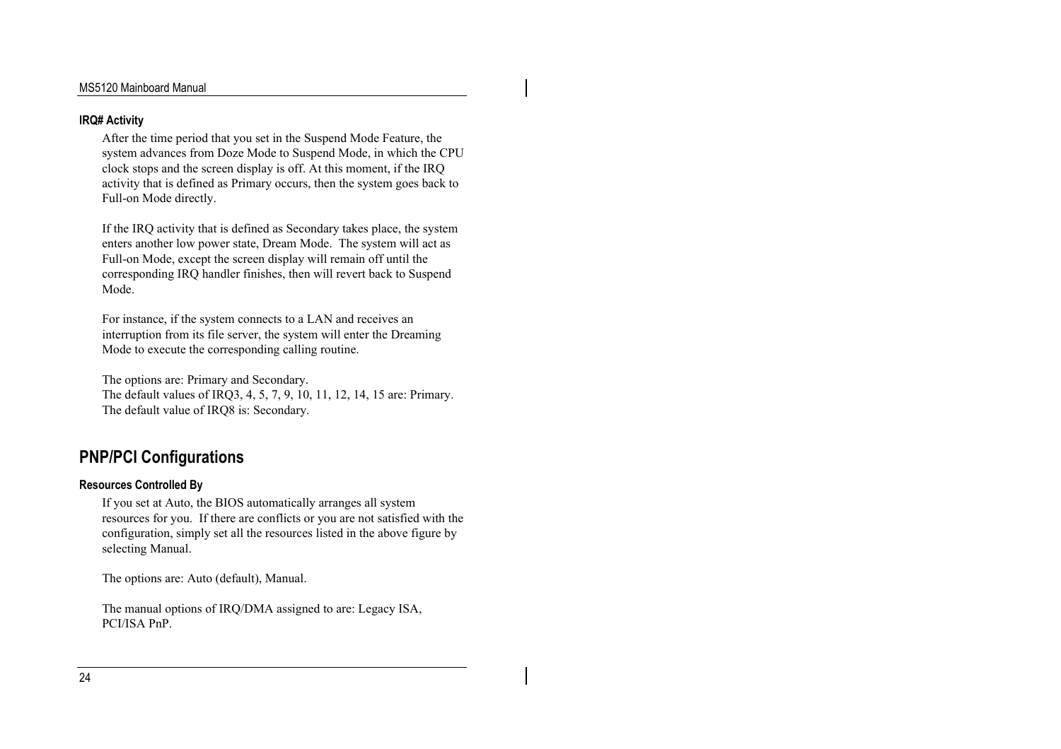### IRQ# Activity

After the time period that you set in the Suspend Mode Feature, the system advances from Doze Mode to Suspend Mode, in which the CPU clock stops and the screen display is off. At this moment, if the IRQ activity that is defined as Primary occurs, then the system goes back to Full-on Mode directly.

If the IRQ activity that is defined as Secondary takes place, the system enters another low power state, Dream Mode. The system will act as Full-on Mode, except the screen display will remain off until the corresponding IRQ handler finishes, then will revert back to Suspend Mode.

For instance, if the system connects to a LAN and receives an interruption from its file server, the system will enter the Dreaming Mode to execute the corresponding calling routine.

The options are: Primary and Secondary.
The default values of IRQ3, 4, 5, 7, 9, 10, 11, 12, 14, 15 are: Primary.
The default value of IRQ8 is: Secondary.

## PNP/PCI Configurations

### Resources Controlled By

If you set at Auto, the BIOS automatically arranges all system resources for you. If there are conflicts or you are not satisfied with the configuration, simply set all the resources listed in the above figure by selecting Manual.

The options are: Auto (default), Manual.

The manual options of IRQ/DMA assigned to are: Legacy ISA, PCI/ISA PnP.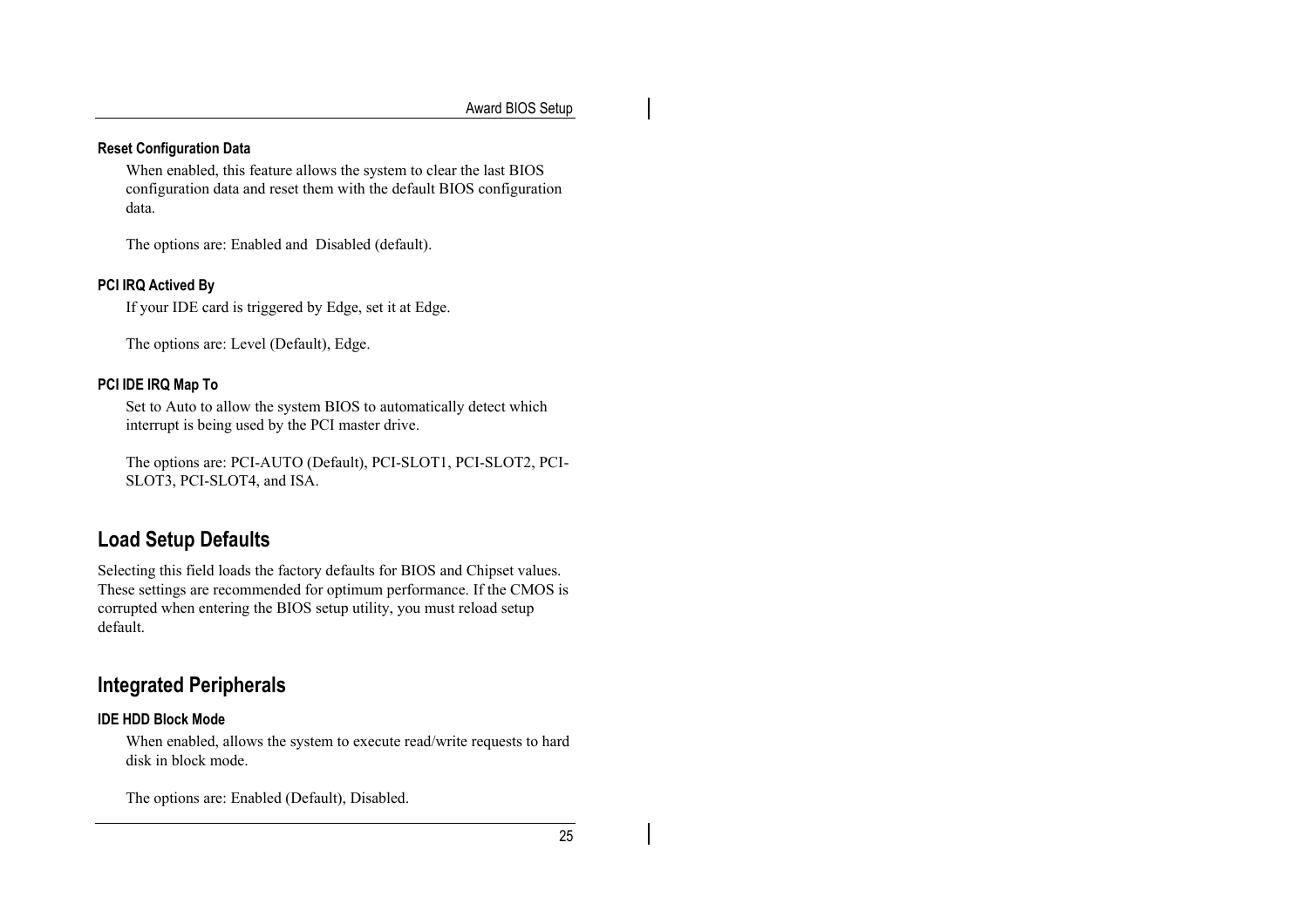### Reset Configuration Data

When enabled, this feature allows the system to clear the last BIOS configuration data and reset them with the default BIOS configuration data.

The options are: Enabled and  Disabled (default).

### PCI IRQ Actived By

If your IDE card is triggered by Edge, set it at Edge.

The options are: Level (Default), Edge.

### PCI IDE IRQ Map To

Set to Auto to allow the system BIOS to automatically detect which interrupt is being used by the PCI master drive.

The options are: PCI-AUTO (Default), PCI-SLOT1, PCI-SLOT2, PCI-SLOT3, PCI-SLOT4, and ISA.

## Load Setup Defaults

Selecting this field loads the factory defaults for BIOS and Chipset values. These settings are recommended for optimum performance. If the CMOS is corrupted when entering the BIOS setup utility, you must reload setup default.

## Integrated Peripherals

### IDE HDD Block Mode

When enabled, allows the system to execute read/write requests to hard disk in block mode.

The options are: Enabled (Default), Disabled.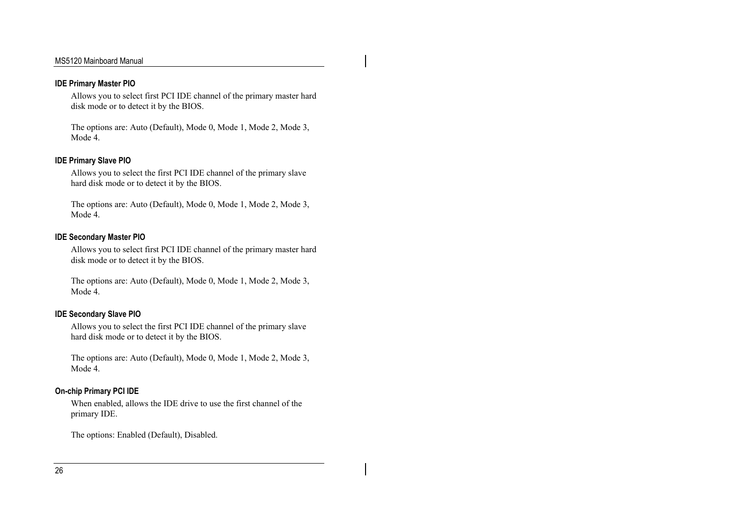### IDE Primary Master PIO

Allows you to select first PCI IDE channel of the primary master hard disk mode or to detect it by the BIOS.

The options are: Auto (Default), Mode 0, Mode 1, Mode 2, Mode 3, Mode 4.

### IDE Primary Slave PIO

Allows you to select the first PCI IDE channel of the primary slave hard disk mode or to detect it by the BIOS.

The options are: Auto (Default), Mode 0, Mode 1, Mode 2, Mode 3, Mode 4.

### IDE Secondary Master PIO

Allows you to select first PCI IDE channel of the primary master hard disk mode or to detect it by the BIOS.

The options are: Auto (Default), Mode 0, Mode 1, Mode 2, Mode 3, Mode 4.

### IDE Secondary Slave PIO

Allows you to select the first PCI IDE channel of the primary slave hard disk mode or to detect it by the BIOS.

The options are: Auto (Default), Mode 0, Mode 1, Mode 2, Mode 3, Mode 4.

### On-chip Primary PCI IDE

When enabled, allows the IDE drive to use the first channel of the primary IDE.

The options: Enabled (Default), Disabled.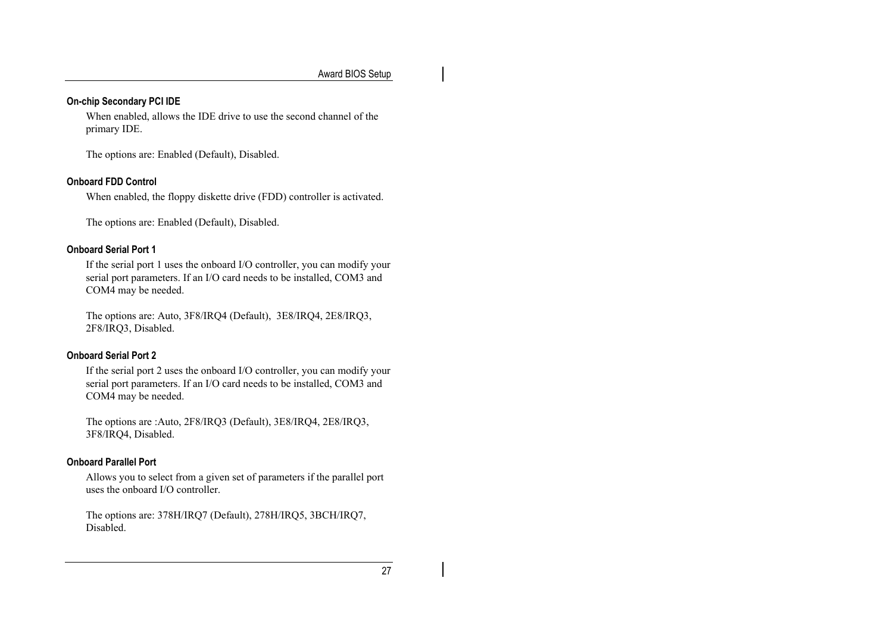### On-chip Secondary PCI IDE

When enabled, allows the IDE drive to use the second channel of the primary IDE.

The options are: Enabled (Default), Disabled.

### Onboard FDD Control

When enabled, the floppy diskette drive (FDD) controller is activated.

The options are: Enabled (Default), Disabled.

### Onboard Serial Port 1

If the serial port 1 uses the onboard I/O controller, you can modify your serial port parameters. If an I/O card needs to be installed, COM3 and COM4 may be needed.

The options are: Auto, 3F8/IRQ4 (Default), 3E8/IRQ4, 2E8/IRQ3, 2F8/IRQ3, Disabled.

### Onboard Serial Port 2

If the serial port 2 uses the onboard I/O controller, you can modify your serial port parameters. If an I/O card needs to be installed, COM3 and COM4 may be needed.

The options are :Auto, 2F8/IRQ3 (Default), 3E8/IRQ4, 2E8/IRQ3, 3F8/IRQ4, Disabled.

### Onboard Parallel Port

Allows you to select from a given set of parameters if the parallel port uses the onboard I/O controller.

The options are: 378H/IRQ7 (Default), 278H/IRQ5, 3BCH/IRQ7, Disabled.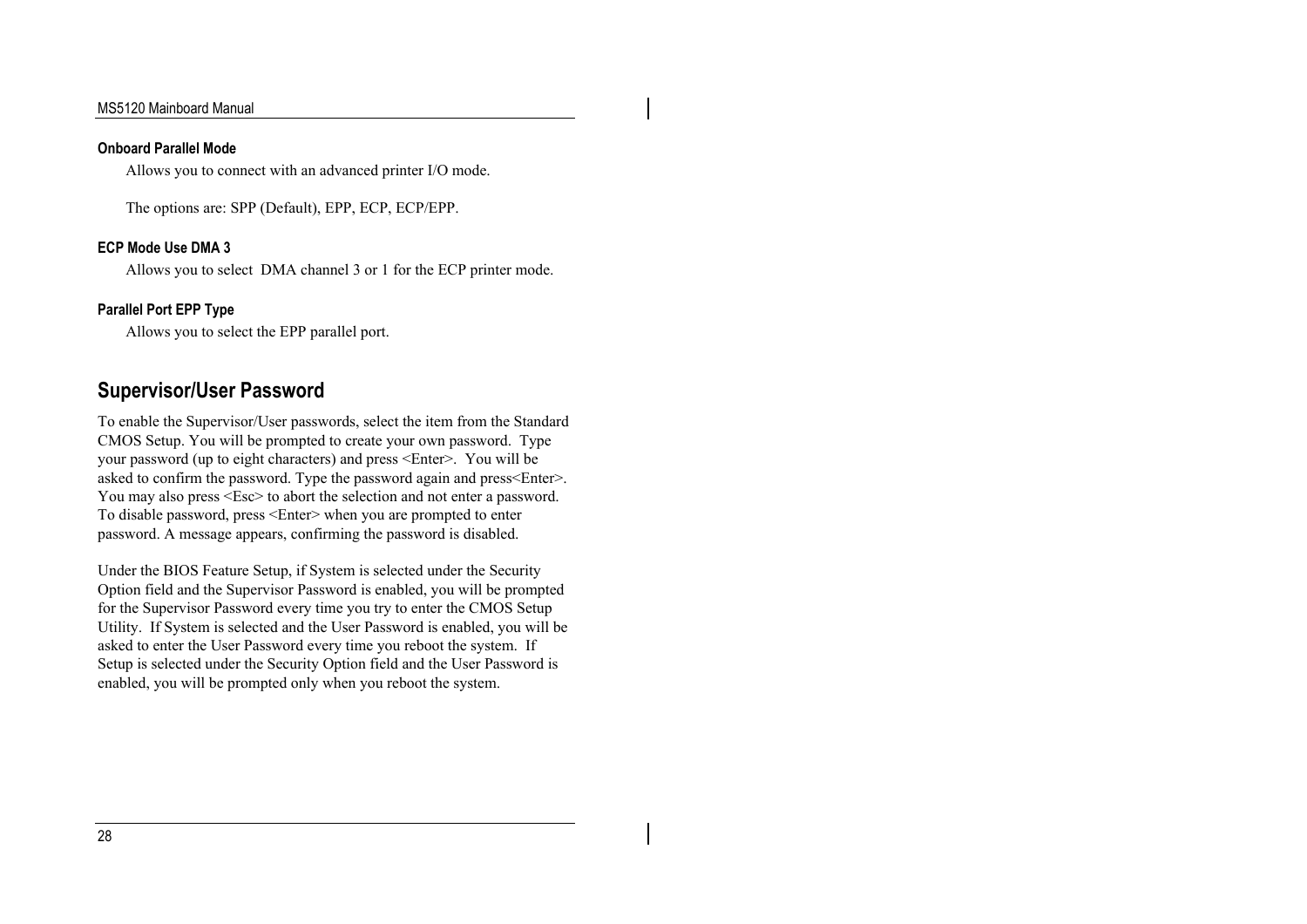#### Onboard Parallel Mode

Allows you to connect with an advanced printer I/O mode.

The options are: SPP (Default), EPP, ECP, ECP/EPP.

#### ECP Mode Use DMA 3

Allows you to select DMA channel 3 or 1 for the ECP printer mode.

#### Parallel Port EPP Type

Allows you to select the EPP parallel port.

## Supervisor/User Password

To enable the Supervisor/User passwords, select the item from the Standard CMOS Setup. You will be prompted to create your own password. Type your password (up to eight characters) and press <Enter>. You will be asked to confirm the password. Type the password again and press<Enter>. You may also press <Esc> to abort the selection and not enter a password. To disable password, press <Enter> when you are prompted to enter password. A message appears, confirming the password is disabled.

Under the BIOS Feature Setup, if System is selected under the Security Option field and the Supervisor Password is enabled, you will be prompted for the Supervisor Password every time you try to enter the CMOS Setup Utility. If System is selected and the User Password is enabled, you will be asked to enter the User Password every time you reboot the system. If Setup is selected under the Security Option field and the User Password is enabled, you will be prompted only when you reboot the system.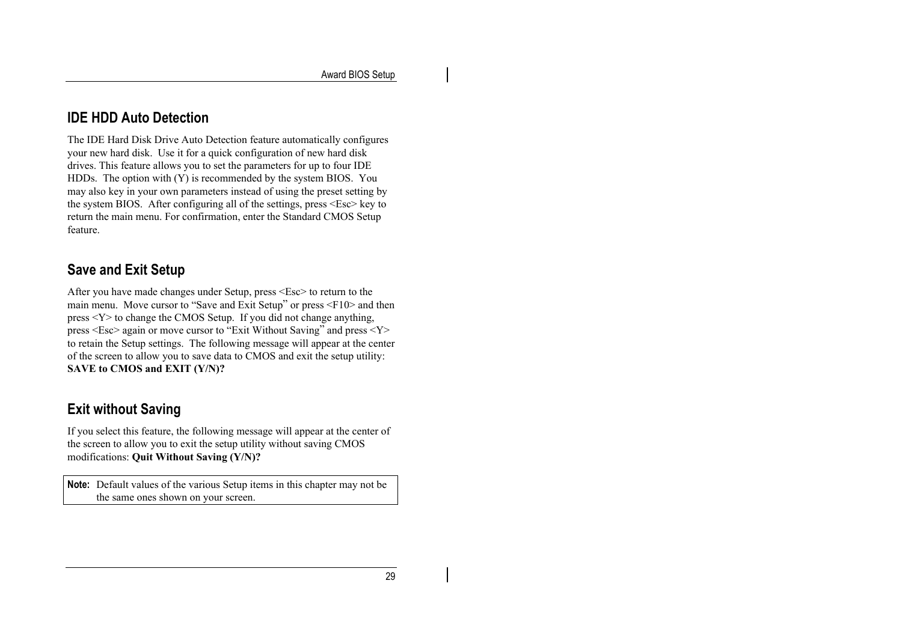## IDE HDD Auto Detection

The IDE Hard Disk Drive Auto Detection feature automatically configures your new hard disk. Use it for a quick configuration of new hard disk drives. This feature allows you to set the parameters for up to four IDE HDDs. The option with (Y) is recommended by the system BIOS. You may also key in your own parameters instead of using the preset setting by the system BIOS. After configuring all of the settings, press <Esc> key to return the main menu. For confirmation, enter the Standard CMOS Setup feature.

## Save and Exit Setup

After you have made changes under Setup, press <Esc> to return to the main menu. Move cursor to "Save and Exit Setup" or press <F10> and then press <Y> to change the CMOS Setup. If you did not change anything, press <Esc> again or move cursor to "Exit Without Saving" and press <Y> to retain the Setup settings. The following message will appear at the center of the screen to allow you to save data to CMOS and exit the setup utility: **SAVE to CMOS and EXIT (Y/N)?**

## Exit without Saving

If you select this feature, the following message will appear at the center of the screen to allow you to exit the setup utility without saving CMOS modifications: **Quit Without Saving (Y/N)?**

**Note:** Default values of the various Setup items in this chapter may not be the same ones shown on your screen.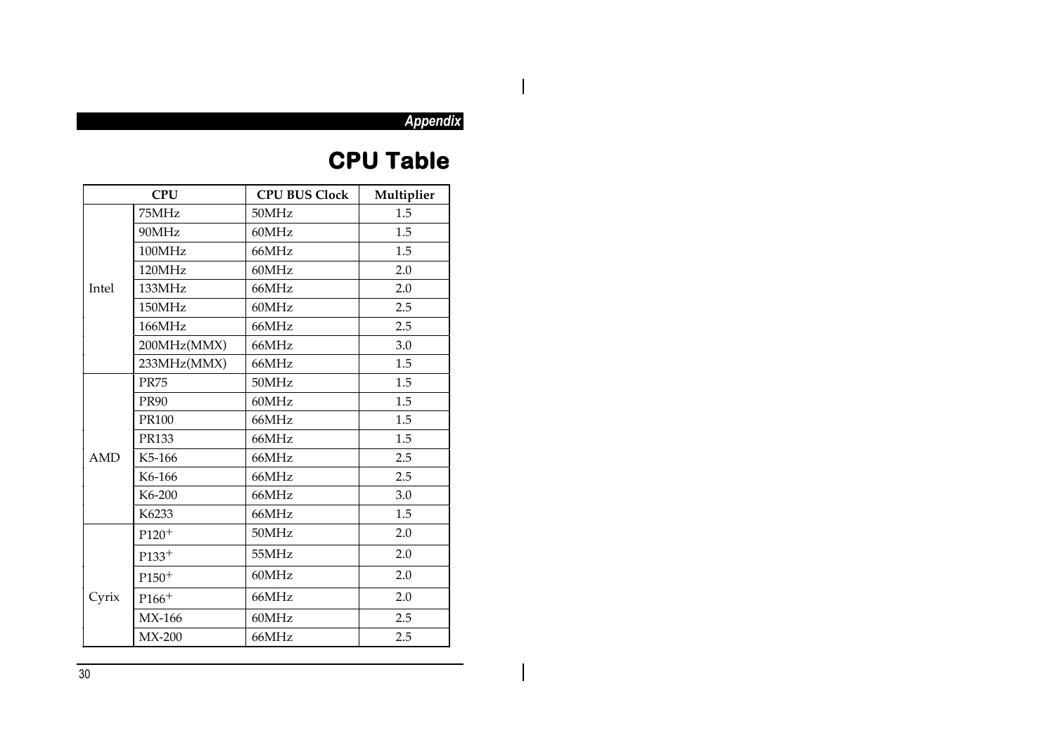# CPU Table

| CPU | | CPU BUS Clock | Multiplier |
|---|---|---|---|
| Intel | 75MHz | 50MHz | 1.5 |
| | 90MHz | 60MHz | 1.5 |
| | 100MHz | 66MHz | 1.5 |
| | 120MHz | 60MHz | 2.0 |
| | 133MHz | 66MHz | 2.0 |
| | 150MHz | 60MHz | 2.5 |
| | 166MHz | 66MHz | 2.5 |
| | 200MHz(MMX) | 66MHz | 3.0 |
| | 233MHz(MMX) | 66MHz | 1.5 |
| AMD | PR75 | 50MHz | 1.5 |
| | PR90 | 60MHz | 1.5 |
| | PR100 | 66MHz | 1.5 |
| | PR133 | 66MHz | 1.5 |
| | K5-166 | 66MHz | 2.5 |
| | K6-166 | 66MHz | 2.5 |
| | K6-200 | 66MHz | 3.0 |
| | K6233 | 66MHz | 1.5 |
| Cyrix | $P120^+$ | 50MHz | 2.0 |
| | $P133^+$ | 55MHz | 2.0 |
| | $P150^+$ | 60MHz | 2.0 |
| | $P166^+$ | 66MHz | 2.0 |
| | MX-166 | 60MHz | 2.5 |
| | MX-200 | 66MHz | 2.5 |